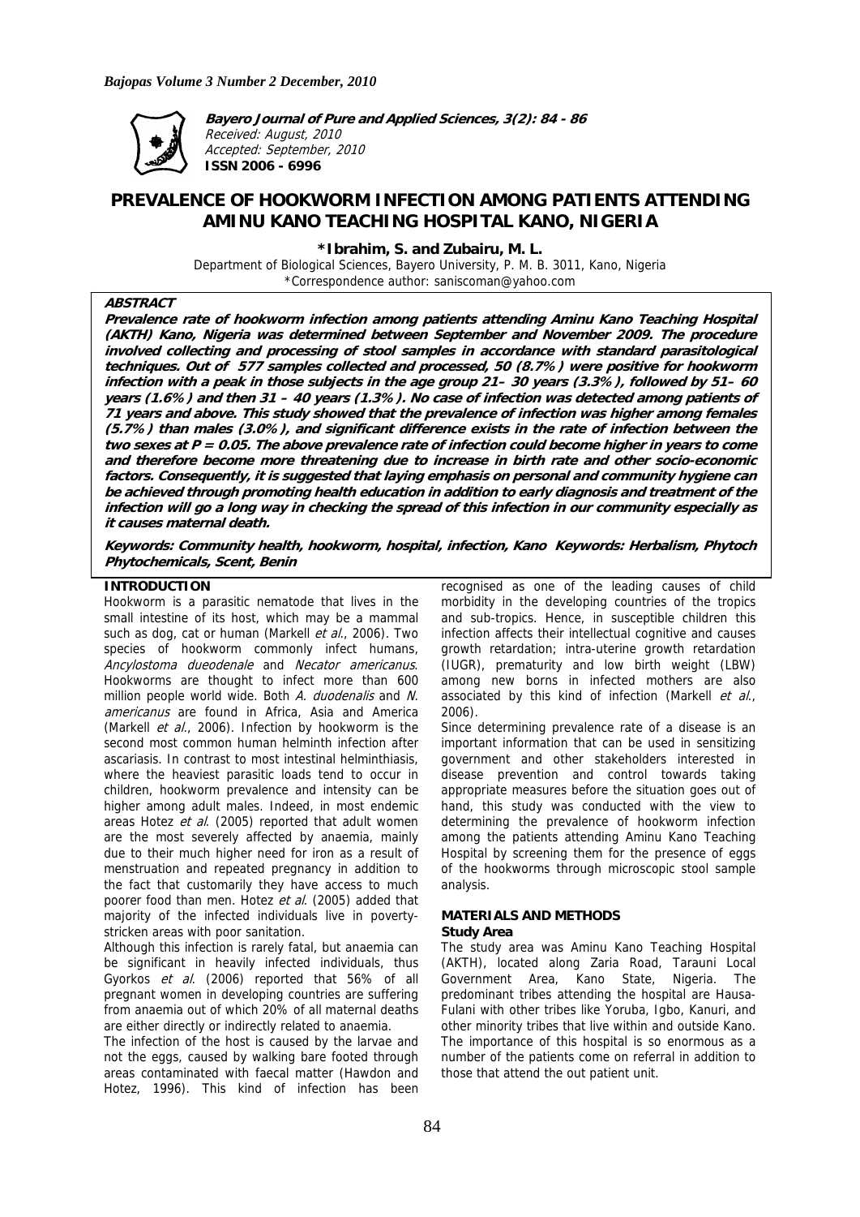**Bayero Journal of Pure and Applied Sciences, 3(2): 84 - 86**
*Received: August, 2010*
*Accepted: September, 2010*
**ISSN 2006 - 6996**

# PREVALENCE OF HOOKWORM INFECTION AMONG PATIENTS ATTENDING AMINU KANO TEACHING HOSPITAL KANO, NIGERIA

**\*Ibrahim, S. and Zubairu, M. L.**

Department of Biological Sciences, Bayero University, P. M. B. 3011, Kano, Nigeria
\*Correspondence author: saniscoman@yahoo.com

### ABSTRACT

**Prevalence rate of hookworm infection among patients attending Aminu Kano Teaching Hospital (AKTH) Kano, Nigeria was determined between September and November 2009. The procedure involved collecting and processing of stool samples in accordance with standard parasitological techniques. Out of 577 samples collected and processed, 50 (8.7%) were positive for hookworm infection with a peak in those subjects in the age group 21– 30 years (3.3%), followed by 51– 60 years (1.6%) and then 31 – 40 years (1.3%). No case of infection was detected among patients of 71 years and above. This study showed that the prevalence of infection was higher among females (5.7%) than males (3.0%), and significant difference exists in the rate of infection between the two sexes at P = 0.05. The above prevalence rate of infection could become higher in years to come and therefore become more threatening due to increase in birth rate and other socio-economic factors. Consequently, it is suggested that laying emphasis on personal and community hygiene can be achieved through promoting health education in addition to early diagnosis and treatment of the infection will go a long way in checking the spread of this infection in our community especially as it causes maternal death.**

**Keywords: Community health, hookworm, hospital, infection, Kano Keywords: Herbalism, Phytoch Phytochemicals, Scent, Benin**

## INTRODUCTION

Hookworm is a parasitic nematode that lives in the small intestine of its host, which may be a mammal such as dog, cat or human (Markell *et al*., 2006). Two species of hookworm commonly infect humans, *Ancylostoma dueodenale* and *Necator americanus*. Hookworms are thought to infect more than 600 million people world wide. Both *A. duodenalis* and *N. americanus* are found in Africa, Asia and America (Markell *et al*., 2006). Infection by hookworm is the second most common human helminth infection after ascariasis. In contrast to most intestinal helminthiasis, where the heaviest parasitic loads tend to occur in children, hookworm prevalence and intensity can be higher among adult males. Indeed, in most endemic areas Hotez *et al*. (2005) reported that adult women are the most severely affected by anaemia, mainly due to their much higher need for iron as a result of menstruation and repeated pregnancy in addition to the fact that customarily they have access to much poorer food than men. Hotez *et al*. (2005) added that majority of the infected individuals live in poverty-stricken areas with poor sanitation.

Although this infection is rarely fatal, but anaemia can be significant in heavily infected individuals, thus Gyorkos *et al*. (2006) reported that 56% of all pregnant women in developing countries are suffering from anaemia out of which 20% of all maternal deaths are either directly or indirectly related to anaemia.

The infection of the host is caused by the larvae and not the eggs, caused by walking bare footed through areas contaminated with faecal matter (Hawdon and Hotez, 1996). This kind of infection has been recognised as one of the leading causes of child morbidity in the developing countries of the tropics and sub-tropics. Hence, in susceptible children this infection affects their intellectual cognitive and causes growth retardation; intra-uterine growth retardation (IUGR), prematurity and low birth weight (LBW) among new borns in infected mothers are also associated by this kind of infection (Markell *et al*., 2006).

Since determining prevalence rate of a disease is an important information that can be used in sensitizing government and other stakeholders interested in disease prevention and control towards taking appropriate measures before the situation goes out of hand, this study was conducted with the view to determining the prevalence of hookworm infection among the patients attending Aminu Kano Teaching Hospital by screening them for the presence of eggs of the hookworms through microscopic stool sample analysis.

## MATERIALS AND METHODS

### Study Area

The study area was Aminu Kano Teaching Hospital (AKTH), located along Zaria Road, Tarauni Local Government Area, Kano State, Nigeria. The predominant tribes attending the hospital are Hausa-Fulani with other tribes like Yoruba, Igbo, Kanuri, and other minority tribes that live within and outside Kano. The importance of this hospital is so enormous as a number of the patients come on referral in addition to those that attend the out patient unit.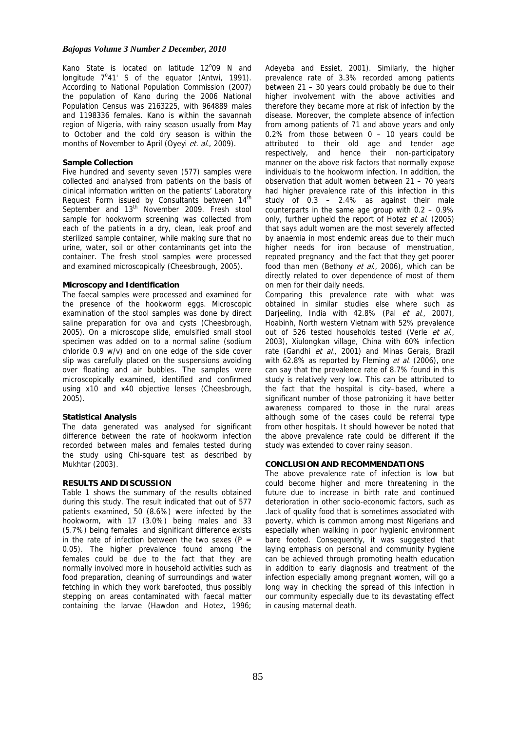Kano State is located on latitude $12^{o}09'$ N and longitude $7^{o}41'$ S of the equator (Antwi, 1991). According to National Population Commission (2007) the population of Kano during the 2006 National Population Census was 2163225, with 964889 males and 1198336 females. Kano is within the savannah region of Nigeria, with rainy season usually from May to October and the cold dry season is within the months of November to April (Oyeyi *et. al*., 2009).

**Sample Collection**

Five hundred and seventy seven (577) samples were collected and analysed from patients on the basis of clinical information written on the patients' Laboratory Request Form issued by Consultants between 14th September and 13th November 2009. Fresh stool sample for hookworm screening was collected from each of the patients in a dry, clean, leak proof and sterilized sample container, while making sure that no urine, water, soil or other contaminants get into the container. The fresh stool samples were processed and examined microscopically (Cheesbrough, 2005).

**Microscopy and Identification**

The faecal samples were processed and examined for the presence of the hookworm eggs. Microscopic examination of the stool samples was done by direct saline preparation for ova and cysts (Cheesbrough, 2005). On a microscope slide, emulsified small stool specimen was added on to a normal saline (sodium chloride 0.9 w/v) and on one edge of the side cover slip was carefully placed on the suspensions avoiding over floating and air bubbles. The samples were microscopically examined, identified and confirmed using x10 and x40 objective lenses (Cheesbrough, 2005).

**Statistical Analysis**

The data generated was analysed for significant difference between the rate of hookworm infection recorded between males and females tested during the study using Chi-square test as described by Mukhtar (2003).

**RESULTS AND DISCUSSION**

Table 1 shows the summary of the results obtained during this study. The result indicated that out of 577 patients examined, 50 (8.6%) were infected by the hookworm, with 17 (3.0%) being males and 33 (5.7%) being females and significant difference exists in the rate of infection between the two sexes ($P = 0.05$). The higher prevalence found among the females could be due to the fact that they are normally involved more in household activities such as food preparation, cleaning of surroundings and water fetching in which they work barefooted, thus possibly stepping on areas contaminated with faecal matter containing the larvae (Hawdon and Hotez, 1996; Adeyeba and Essiet, 2001). Similarly, the higher prevalence rate of 3.3% recorded among patients between 21 – 30 years could probably be due to their higher involvement with the above activities and therefore they became more at risk of infection by the disease. Moreover, the complete absence of infection from among patients of 71 and above years and only 0.2% from those between 0 – 10 years could be attributed to their old age and tender age respectively, and hence their non-participatory manner on the above risk factors that normally expose individuals to the hookworm infection. In addition, the observation that adult women between 21 – 70 years had higher prevalence rate of this infection in this study of 0.3 – 2.4% as against their male counterparts in the same age group with 0.2 – 0.9% only, further upheld the report of Hotez *et al*. (2005) that says adult women are the most severely affected by anaemia in most endemic areas due to their much higher needs for iron because of menstruation, repeated pregnancy and the fact that they get poorer food than men (Bethony *et al*., 2006), which can be directly related to over dependence of most of them on men for their daily needs.

Comparing this prevalence rate with what was obtained in similar studies else where such as Darjeeling, India with 42.8% (Pal *et al*., 2007), Hoabinh, North western Vietnam with 52% prevalence out of 526 tested households tested (Verle *et al*., 2003), Xiulongkan village, China with 60% infection rate (Gandhi *et al*., 2001) and Minas Gerais, Brazil with 62.8% as reported by Fleming *et al*. (2006), one can say that the prevalence rate of 8.7% found in this study is relatively very low. This can be attributed to the fact that the hospital is city–based, where a significant number of those patronizing it have better awareness compared to those in the rural areas although some of the cases could be referral type from other hospitals. It should however be noted that the above prevalence rate could be different if the study was extended to cover rainy season.

**CONCLUSION AND RECOMMENDATIONS**

The above prevalence rate of infection is low but could become higher and more threatening in the future due to increase in birth rate and continued deterioration in other socio-economic factors, such as .lack of quality food that is sometimes associated with poverty, which is common among most Nigerians and especially when walking in poor hygienic environment bare footed. Consequently, it was suggested that laying emphasis on personal and community hygiene can be achieved through promoting health education in addition to early diagnosis and treatment of the infection especially among pregnant women, will go a long way in checking the spread of this infection in our community especially due to its devastating effect in causing maternal death.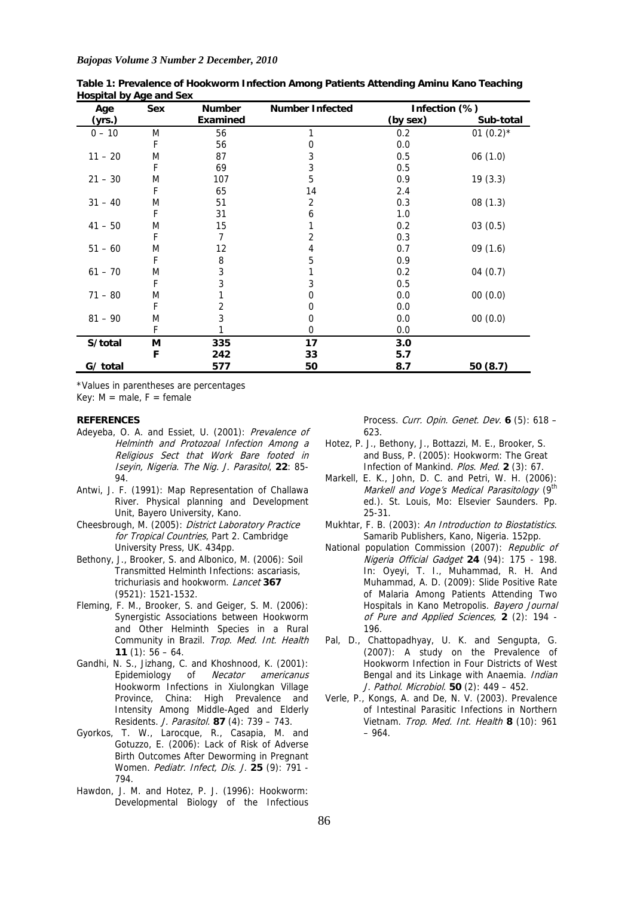**Table 1: Prevalence of Hookworm Infection Among Patients Attending Aminu Kano Teaching Hospital by Age and Sex**

| Age (yrs.) | Sex | Number Examined | Number Infected | Infection (%) (by sex) | Sub-total |
|---|---|---|---|---|---|
| 0 – 10 | M | 56 | 1 | 0.2 | 01 (0.2)* |
| | F | 56 | 0 | 0.0 | |
| 11 – 20 | M | 87 | 3 | 0.5 | 06 (1.0) |
| | F | 69 | 3 | 0.5 | |
| 21 – 30 | M | 107 | 5 | 0.9 | 19 (3.3) |
| | F | 65 | 14 | 2.4 | |
| 31 – 40 | M | 51 | 2 | 0.3 | 08 (1.3) |
| | F | 31 | 6 | 1.0 | |
| 41 – 50 | M | 15 | 1 | 0.2 | 03 (0.5) |
| | F | 7 | 2 | 0.3 | |
| 51 – 60 | M | 12 | 4 | 0.7 | 09 (1.6) |
| | F | 8 | 5 | 0.9 | |
| 61 – 70 | M | 3 | 1 | 0.2 | 04 (0.7) |
| | F | 3 | 3 | 0.5 | |
| 71 – 80 | M | 1 | 0 | 0.0 | 00 (0.0) |
| | F | 2 | 0 | 0.0 | |
| 81 – 90 | M | 3 | 0 | 0.0 | 00 (0.0) |
| | F | 1 | 0 | 0.0 | |
| **S/total** | **M** | **335** | **17** | **3.0** | |
| | **F** | **242** | **33** | **5.7** | |
| **G/ total** | | **577** | **50** | **8.7** | **50 (8.7)** |

*Values in parentheses are percentages

Key: M = male, F = female

**REFERENCES**

Adeyeba, O. A. and Essiet, U. (2001): *Prevalence of Helminth and Protozoal Infection Among a Religious Sect that Work Bare footed in Iseyin, Nigeria. The Nig. J. Parasitol*, **22**: 85-94.

Antwi, J. F. (1991): Map Representation of Challawa River. Physical planning and Development Unit, Bayero University, Kano.

Cheesbrough, M. (2005): *District Laboratory Practice for Tropical Countries*, Part 2. Cambridge University Press, UK. 434pp.

Bethony, J., Brooker, S. and Albonico, M. (2006): Soil Transmitted Helminth Infections: ascariasis, trichuriasis and hookworm. *Lancet* **367** (9521): 1521-1532.

Fleming, F. M., Brooker, S. and Geiger, S. M. (2006): Synergistic Associations between Hookworm and Other Helminth Species in a Rural Community in Brazil. *Trop. Med. Int. Health* **11** (1): 56 – 64.

Gandhi, N. S., Jizhang, C. and Khoshnood, K. (2001): Epidemiology of *Necator americanus* Hookworm Infections in Xiulongkan Village Province, China: High Prevalence and Intensity Among Middle-Aged and Elderly Residents. *J. Parasitol.* **87** (4): 739 – 743.

Gyorkos, T. W., Larocque, R., Casapia, M. and Gotuzzo, E. (2006): Lack of Risk of Adverse Birth Outcomes After Deworming in Pregnant Women. *Pediatr. Infect, Dis. J.* **25** (9): 791 - 794.

Hawdon, J. M. and Hotez, P. J. (1996): Hookworm: Developmental Biology of the Infectious Process. *Curr. Opin. Genet. Dev.* **6** (5): 618 – 623.

Hotez, P. J., Bethony, J., Bottazzi, M. E., Brooker, S. and Buss, P. (2005): Hookworm: The Great Infection of Mankind. *Plos. Med.* **2** (3): 67.

Markell, E. K., John, D. C. and Petri, W. H. (2006): *Markell and Voge's Medical Parasitology* (9th ed.). St. Louis, Mo: Elsevier Saunders. Pp. 25-31.

Mukhtar, F. B. (2003): *An Introduction to Biostatistics*. Samarib Publishers, Kano, Nigeria. 152pp.

National population Commission (2007): *Republic of Nigeria Official Gadget* **24** (94): 175 - 198. In: Oyeyi, T. I., Muhammad, R. H. And Muhammad, A. D. (2009): Slide Positive Rate of Malaria Among Patients Attending Two Hospitals in Kano Metropolis. *Bayero Journal of Pure and Applied Sciences,* **2** (2): 194 - 196.

Pal, D., Chattopadhyay, U. K. and Sengupta, G. (2007): A study on the Prevalence of Hookworm Infection in Four Districts of West Bengal and its Linkage with Anaemia. *Indian J. Pathol. Microbiol.* **50** (2): 449 – 452.

Verle, P., Kongs, A. and De, N. V. (2003). Prevalence of Intestinal Parasitic Infections in Northern Vietnam. *Trop. Med. Int. Health* **8** (10): 961 – 964.